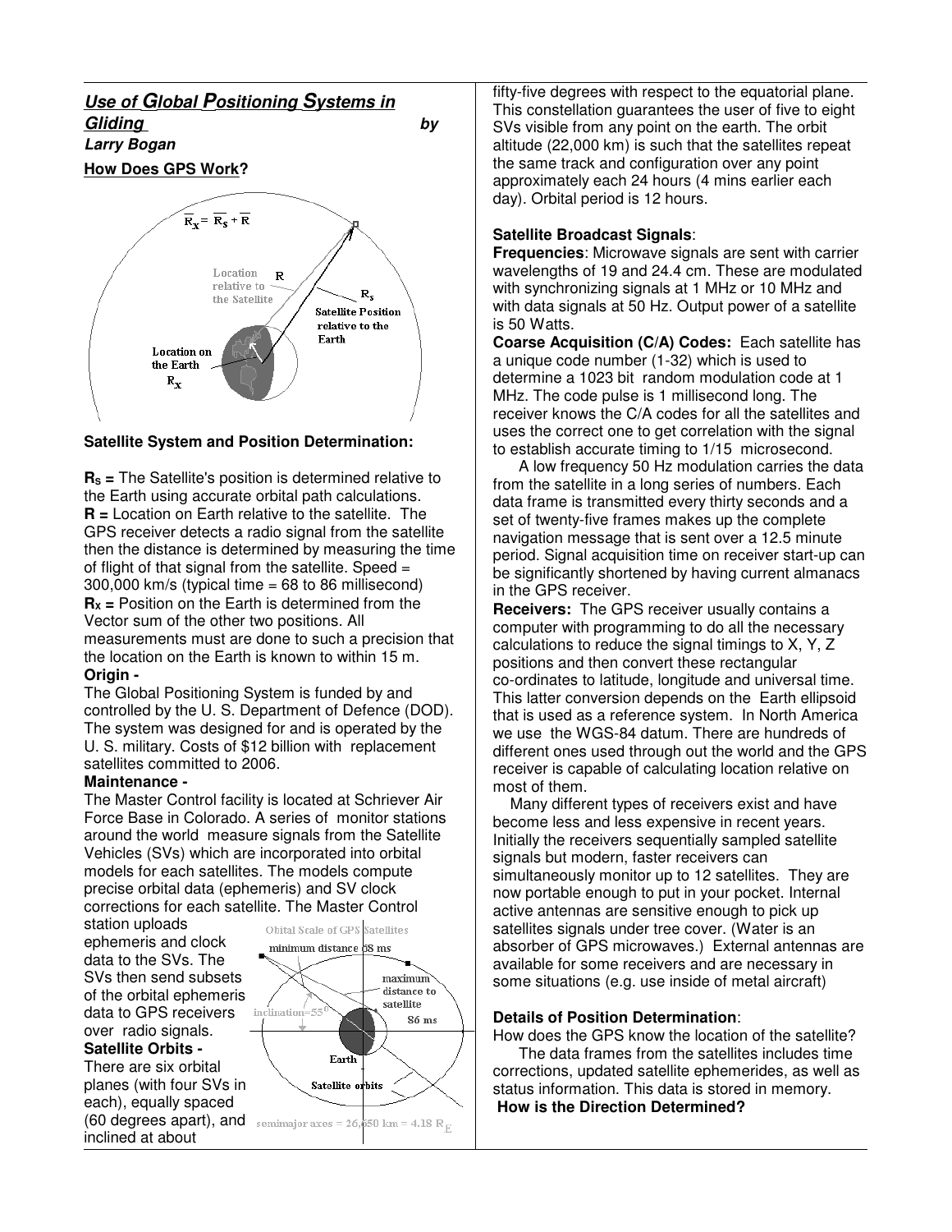## *Use of Global Positioning Systems in Gliding* by *Larry Bogan*

### How Does GPS Work?

$\overline{R_X} = \overline{R_S} + \overline{R}$

Location relative to the Satellite R

$R_s$ Satellite Position relative to the Earth

Location on the Earth $R_X$

**Satellite System and Position Determination:**

**$R_S$ =** The Satellite's position is determined relative to the Earth using accurate orbital path calculations.
**R =** Location on Earth relative to the satellite. The GPS receiver detects a radio signal from the satellite then the distance is determined by measuring the time of flight of that signal from the satellite. Speed = 300,000 km/s (typical time = 68 to 86 millisecond)
**$R_X$ =** Position on the Earth is determined from the Vector sum of the other two positions. All measurements must are done to such a precision that the location on the Earth is known to within 15 m.

**Origin -**
The Global Positioning System is funded by and controlled by the U. S. Department of Defence (DOD). The system was designed for and is operated by the U. S. military. Costs of $12 billion with replacement satellites committed to 2006.

**Maintenance -**
The Master Control facility is located at Schriever Air Force Base in Colorado. A series of monitor stations around the world measure signals from the Satellite Vehicles (SVs) which are incorporated into orbital models for each satellites. The models compute precise orbital data (ephemeris) and SV clock corrections for each satellite. The Master Control station uploads ephemeris and clock data to the SVs. The SVs then send subsets of the orbital ephemeris data to GPS receivers over radio signals.

Obital Scale of GPS Satellites

minimum distance 68 ms

maximum distance to satellite 86 ms

inclination=55°

Earth

Satellite orbits

semimajor axes = 26,650 km = 4.18 $R_E$

**Satellite Orbits -**
There are six orbital planes (with four SVs in each), equally spaced (60 degrees apart), and inclined at about fifty-five degrees with respect to the equatorial plane. This constellation guarantees the user of five to eight SVs visible from any point on the earth. The orbit altitude (22,000 km) is such that the satellites repeat the same track and configuration over any point approximately each 24 hours (4 mins earlier each day). Orbital period is 12 hours.

**Satellite Broadcast Signals**:
**Frequencies**: Microwave signals are sent with carrier wavelengths of 19 and 24.4 cm. These are modulated with synchronizing signals at 1 MHz or 10 MHz and with data signals at 50 Hz. Output power of a satellite is 50 Watts.
**Coarse Acquisition (C/A) Codes:** Each satellite has a unique code number (1-32) which is used to determine a 1023 bit random modulation code at 1 MHz. The code pulse is 1 millisecond long. The receiver knows the C/A codes for all the satellites and uses the correct one to get correlation with the signal to establish accurate timing to 1/15 microsecond.

A low frequency 50 Hz modulation carries the data from the satellite in a long series of numbers. Each data frame is transmitted every thirty seconds and a set of twenty-five frames makes up the complete navigation message that is sent over a 12.5 minute period. Signal acquisition time on receiver start-up can be significantly shortened by having current almanacs in the GPS receiver.

**Receivers:** The GPS receiver usually contains a computer with programming to do all the necessary calculations to reduce the signal timings to X, Y, Z positions and then convert these rectangular co-ordinates to latitude, longitude and universal time. This latter conversion depends on the Earth ellipsoid that is used as a reference system. In North America we use the WGS-84 datum. There are hundreds of different ones used through out the world and the GPS receiver is capable of calculating location relative on most of them.

Many different types of receivers exist and have become less and less expensive in recent years. Initially the receivers sequentially sampled satellite signals but modern, faster receivers can simultaneously monitor up to 12 satellites. They are now portable enough to put in your pocket. Internal active antennas are sensitive enough to pick up satellites signals under tree cover. (Water is an absorber of GPS microwaves.) External antennas are available for some receivers and are necessary in some situations (e.g. use inside of metal aircraft)

**Details of Position Determination**:
How does the GPS know the location of the satellite?

The data frames from the satellites includes time corrections, updated satellite ephemerides, as well as status information. This data is stored in memory.

**How is the Direction Determined?**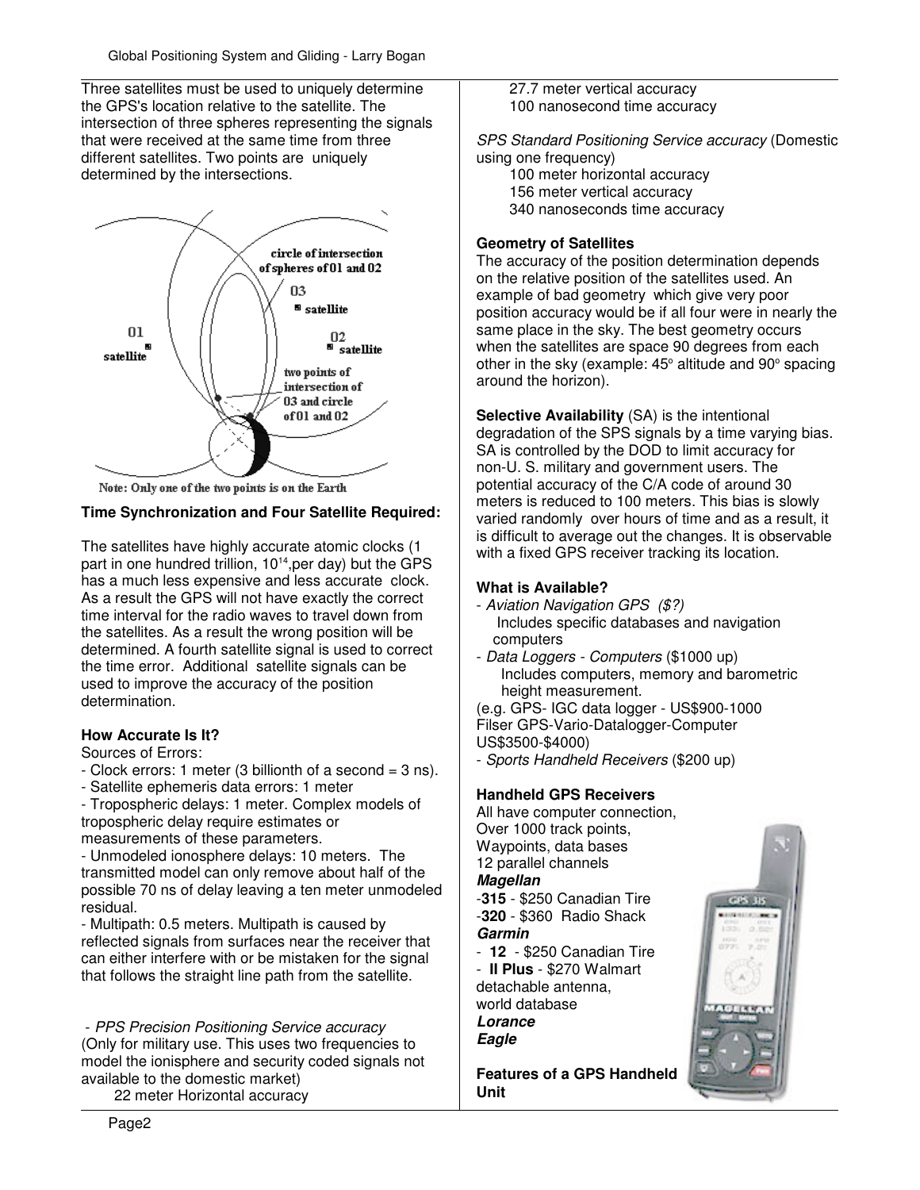Three satellites must be used to uniquely determine the GPS's location relative to the satellite. The intersection of three spheres representing the signals that were received at the same time from three different satellites. Two points are uniquely determined by the intersections.

circle of intersection of spheres of 01 and 02

03 satellite

01 satellite

02 satellite

two points of intersection of 03 and circle of 01 and 02

Note: Only one of the two points is on the Earth

**Time Synchronization and Four Satellite Required:**

The satellites have highly accurate atomic clocks (1 part in one hundred trillion, $10^{14}$,per day) but the GPS has a much less expensive and less accurate clock. As a result the GPS will not have exactly the correct time interval for the radio waves to travel down from the satellites. As a result the wrong position will be determined. A fourth satellite signal is used to correct the time error. Additional satellite signals can be used to improve the accuracy of the position determination.

**How Accurate Is It?**

Sources of Errors:

- Clock errors: 1 meter (3 billionth of a second = 3 ns).
- Satellite ephemeris data errors: 1 meter
- Tropospheric delays: 1 meter. Complex models of tropospheric delay require estimates or measurements of these parameters.
- Unmodeled ionosphere delays: 10 meters. The transmitted model can only remove about half of the possible 70 ns of delay leaving a ten meter unmodeled residual.
- Multipath: 0.5 meters. Multipath is caused by reflected signals from surfaces near the receiver that can either interfere with or be mistaken for the signal that follows the straight line path from the satellite.

- *PPS Precision Positioning Service accuracy* (Only for military use. This uses two frequencies to model the ionisphere and security coded signals not available to the domestic market)
  22 meter Horizontal accuracy
  27.7 meter vertical accuracy
  100 nanosecond time accuracy

*SPS Standard Positioning Service accuracy* (Domestic using one frequency)
  100 meter horizontal accuracy
  156 meter vertical accuracy
  340 nanoseconds time accuracy

**Geometry of Satellites**

The accuracy of the position determination depends on the relative position of the satellites used. An example of bad geometry which give very poor position accuracy would be if all four were in nearly the same place in the sky. The best geometry occurs when the satellites are space 90 degrees from each other in the sky (example: 45° altitude and 90° spacing around the horizon).

**Selective Availability** (SA) is the intentional degradation of the SPS signals by a time varying bias. SA is controlled by the DOD to limit accuracy for non-U. S. military and government users. The potential accuracy of the C/A code of around 30 meters is reduced to 100 meters. This bias is slowly varied randomly over hours of time and as a result, it is difficult to average out the changes. It is observable with a fixed GPS receiver tracking its location.

**What is Available?**

- *Aviation Navigation GPS ($?)*
  Includes specific databases and navigation computers
- *Data Loggers - Computers* ($1000 up)
  Includes computers, memory and barometric height measurement.

(e.g. GPS- IGC data logger - US$900-1000
Filser GPS-Vario-Datalogger-Computer US$3500-$4000)

- *Sports Handheld Receivers* ($200 up)

**Handheld GPS Receivers**

All have computer connection,
Over 1000 track points,
Waypoints, data bases
12 parallel channels

***Magellan***

-**315** - $250 Canadian Tire
-**320** - $360 Radio Shack

***Garmin***

- **12** - $250 Canadian Tire
- **II Plus** - $270 Walmart
detachable antenna,
world database

***Lorance***

***Eagle***

**Features of a GPS Handheld Unit**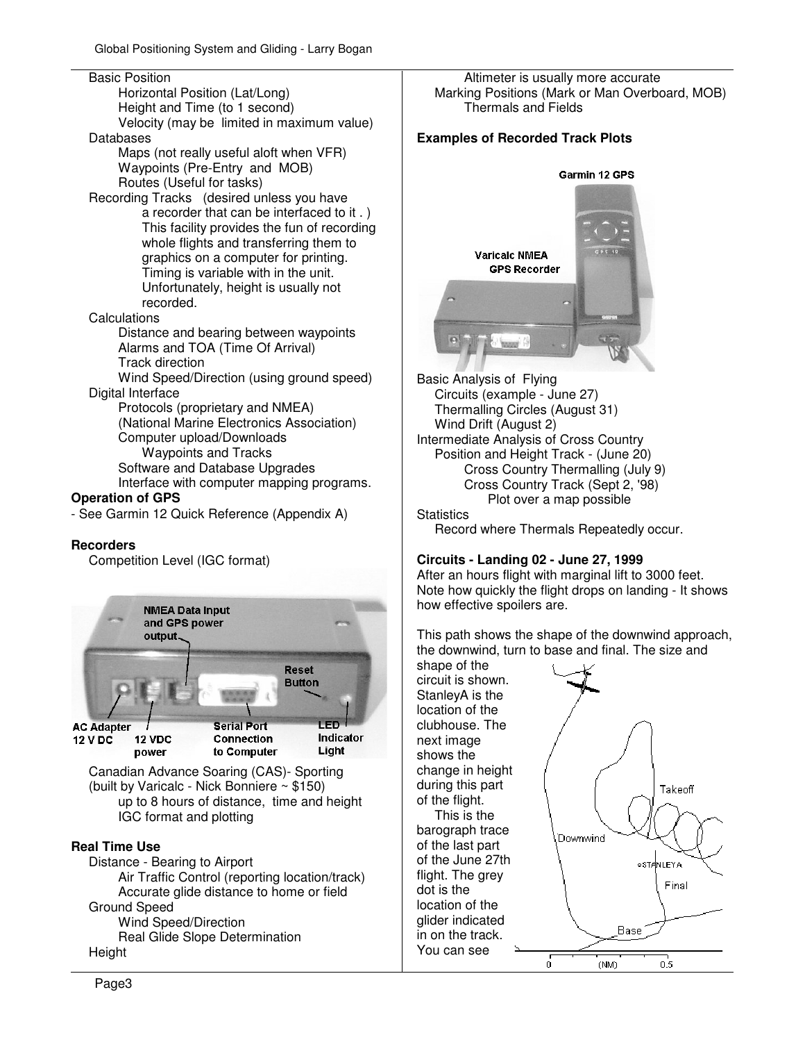- Basic Position
  - Horizontal Position (Lat/Long)
  - Height and Time (to 1 second)
  - Velocity (may be limited in maximum value)
- Databases
  - Maps (not really useful aloft when VFR)
  - Waypoints (Pre-Entry and MOB)
  - Routes (Useful for tasks)
- Recording Tracks (desired unless you have a recorder that can be interfaced to it . ) This facility provides the fun of recording whole flights and transferring them to graphics on a computer for printing. Timing is variable with in the unit. Unfortunately, height is usually not recorded.
- Calculations
  - Distance and bearing between waypoints
  - Alarms and TOA (Time Of Arrival)
  - Track direction
  - Wind Speed/Direction (using ground speed)
- Digital Interface
  - Protocols (proprietary and NMEA) (National Marine Electronics Association)
  - Computer upload/Downloads
    - Waypoints and Tracks
  - Software and Database Upgrades
  - Interface with computer mapping programs.

**Operation of GPS**

- See Garmin 12 Quick Reference (Appendix A)

**Recorders**

Competition Level (IGC format)

NMEA Data Input and GPS power output
Reset Button
AC Adapter 12 V DC
12 VDC power
Serial Port Connection to Computer
LED Indicator Light

Canadian Advance Soaring (CAS)- Sporting (built by Varicalc - Nick Bonniere ~ $150)
- up to 8 hours of distance, time and height
- IGC format and plotting

**Real Time Use**

- Distance - Bearing to Airport
  - Air Traffic Control (reporting location/track)
  - Accurate glide distance to home or field
- Ground Speed
  - Wind Speed/Direction
  - Real Glide Slope Determination
- Height
  - Altimeter is usually more accurate
- Marking Positions (Mark or Man Overboard, MOB)
  - Thermals and Fields

**Examples of Recorded Track Plots**

Garmin 12 GPS
Varicalc NMEA GPS Recorder

Basic Analysis of Flying
- Circuits (example - June 27)
- Thermalling Circles (August 31)
- Wind Drift (August 2)

Intermediate Analysis of Cross Country
- Position and Height Track - (June 20)
  - Cross Country Thermalling (July 9)
  - Cross Country Track (Sept 2, '98)
    - Plot over a map possible

Statistics
- Record where Thermals Repeatedly occur.

**Circuits - Landing 02 - June 27, 1999**

After an hours flight with marginal lift to 3000 feet. Note how quickly the flight drops on landing - It shows how effective spoilers are.

This path shows the shape of the downwind approach, the downwind, turn to base and final. The size and shape of the circuit is shown. StanleyA is the location of the clubhouse. The next image shows the change in height during this part of the flight.

This is the barograph trace of the last part of the June 27th flight. The grey dot is the location of the glider indicated in on the track. You can see

Takeoff
Downwind
STANLEYA
Final
Base
0 (NM) 0.5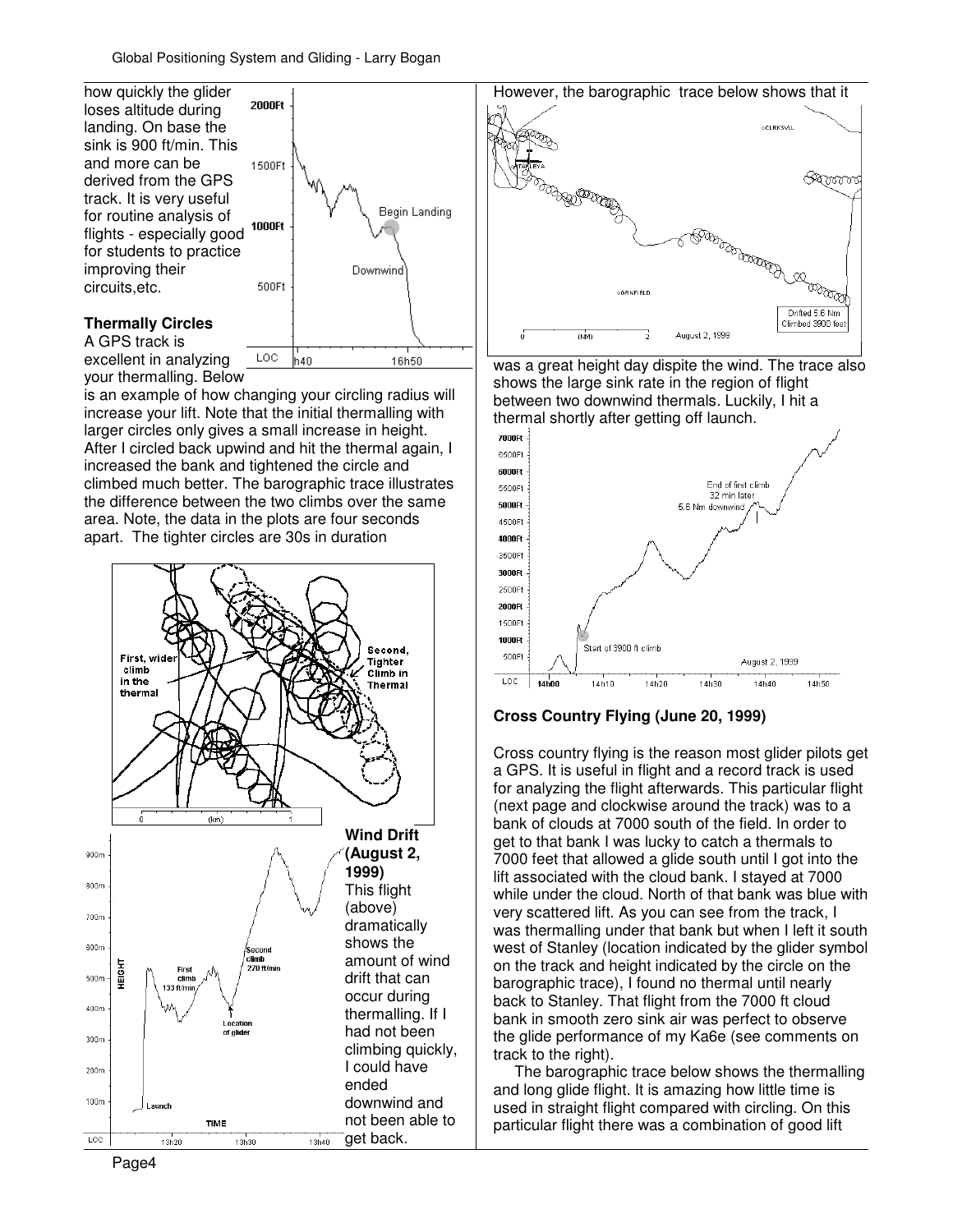how quickly the glider loses altitude during landing. On base the sink is 900 ft/min. This and more can be derived from the GPS track. It is very useful for routine analysis of flights - especially good for students to practice improving their circuits,etc.

2000Ft
1500Ft
1000Ft
500Ft
LOC
Begin Landing
Downwind
h40
16h50

**Thermally Circles**

A GPS track is excellent in analyzing your thermalling. Below is an example of how changing your circling radius will increase your lift. Note that the initial thermalling with larger circles only gives a small increase in height. After I circled back upwind and hit the thermal again, I increased the bank and tightened the circle and climbed much better. The barographic trace illustrates the difference between the two climbs over the same area. Note, the data in the plots are four seconds apart. The tighter circles are 30s in duration

First, wider climb in the thermal
Second, Tighter Climb in Thermal
0
(km)
1

900m
800m
700m
600m
500m
400m
300m
200m
100m
LOC
HEIGHT
First climb 133 ft/min
Second climb 270 ft/min
Location of glider
Launch
TIME
13h20
13h30
13h40

**Wind Drift (August 2, 1999)**

This flight (above) dramatically shows the amount of wind drift that can occur during thermalling. If I had not been climbing quickly, I could have ended downwind and not been able to get back.

However, the barographic trace below shows that it

CLRKSVLL
STANLEYA
GRNFIELD
Drifted 5.6 Nm
Climbed 3900 feet
0
(NM)
2
August 2, 1999

was a great height day dispite the wind. The trace also shows the large sink rate in the region of flight between two downwind thermals. Luckily, I hit a thermal shortly after getting off launch.

7000Ft
6500Ft
6000Ft
5500Ft
5000Ft
4500Ft
4000Ft
3500Ft
3000Ft
2500Ft
2000Ft
1500Ft
1000Ft
500Ft
LOC
End of first climb
32 min later
5.6 Nm downwind
Start of 3900 ft climb
August 2, 1999
14h00
14h10
14h20
14h30
14h40
14h50

**Cross Country Flying (June 20, 1999)**

Cross country flying is the reason most glider pilots get a GPS. It is useful in flight and a record track is used for analyzing the flight afterwards. This particular flight (next page and clockwise around the track) was to a bank of clouds at 7000 south of the field. In order to get to that bank I was lucky to catch a thermals to 7000 feet that allowed a glide south until I got into the lift associated with the cloud bank. I stayed at 7000 while under the cloud. North of that bank was blue with very scattered lift. As you can see from the track, I was thermalling under that bank but when I left it south west of Stanley (location indicated by the glider symbol on the track and height indicated by the circle on the barographic trace), I found no thermal until nearly back to Stanley. That flight from the 7000 ft cloud bank in smooth zero sink air was perfect to observe the glide performance of my Ka6e (see comments on track to the right).

The barographic trace below shows the thermalling and long glide flight. It is amazing how little time is used in straight flight compared with circling. On this particular flight there was a combination of good lift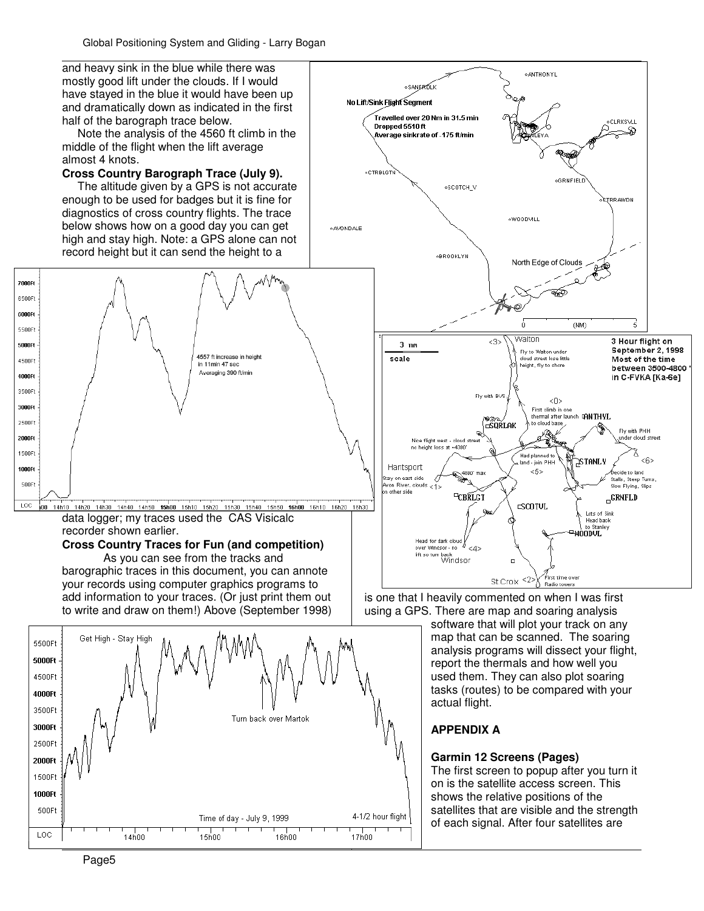and heavy sink in the blue while there was mostly good lift under the clouds. If I would have stayed in the blue it would have been up and dramatically down as indicated in the first half of the barograph trace below.

Note the analysis of the 4560 ft climb in the middle of the flight when the lift average almost 4 knots.

**Cross Country Barograph Trace (July 9).**

The altitude given by a GPS is not accurate enough to be used for badges but it is fine for diagnostics of cross country flights. The trace below shows how on a good day you can get high and stay high. Note: a GPS alone can not record height but it can send the height to a data logger; my traces used the CAS Visicalc recorder shown earlier.

No Lift/Sink Flight Segment

Travelled over 20 Nm in 31.5 min
Dropped 5510 ft
Average sinkrate of -175 ft/min

ANTHONYL
SANFRDLK
CLRKSVLL
CTRBLGTN
GRNFIELD
SCOTCH_V
CTRRAWDN
WOODVILL
AVONDALE
BROOKLYN
North Edge of Clouds
0 (NM) 5

7000Ft
6500Ft
6000Ft
5500Ft
5000Ft
4500Ft
4000Ft
3500Ft
3000Ft
2500Ft
2000Ft
1500Ft
1000Ft
500Ft
LOC

4557 ft increase in height
in 11min 47 sec
Averaging 390 ft/min

14h10 14h20 14h30 14h40 14h50 15h00 15h10 15h20 15h30 15h40 15h50 16h00 16h10 16h20 16h30

3 nm
scale

3 Hour flight on
September 2, 1998
Most of the time
between 3500-4800 '
in C-FVKA [Ka-6e]

Walton
<3>
Fly to Walton under cloud street lose little height, fly to shore
Fly with BVS
<0>
First climb in one thermal after launch to cloud base
ANTHYL
SQRLAK
Fly with PHH under cloud street
Nice flight west - cloud street no height loss at ~4300'
Had planned to land - join PHH
STANLY
<6>
Hantsport
4800' max
<5>
Decide to land
Stalls, Steep Turns, Slow Flying, Slips
Stay on east side Avon River, clouds on other side
<1>
CBRLGT
GRNFLD
SCOTVL
Lots of Sink
Head back to Stanley
WOODVL
Head for dark cloud over Windsor - no lift so turn back
<4>
Windsor
St.Croix
<2>
First time over Radio towers

**Cross Country Traces for Fun (and competition)**

As you can see from the tracks and barographic traces in this document, you can annote your records using computer graphics programs to add information to your traces. (Or just print them out to write and draw on them!) Above (September 1998) is one that I heavily commented on when I was first using a GPS. There are map and soaring analysis software that will plot your track on any map that can be scanned. The soaring analysis programs will dissect your flight, report the thermals and how well you used them. They can also plot soaring tasks (routes) to be compared with your actual flight.

Get High - Stay High

5500Ft
5000Ft
4500Ft
4000Ft
3500Ft
3000Ft
2500Ft
2000Ft
1500Ft
1000Ft
500Ft
LOC

Turn back over Martok

Time of day - July 9, 1999

4-1/2 hour flight

14h00 15h00 16h00 17h00

## APPENDIX A

### Garmin 12 Screens (Pages)

The first screen to popup after you turn it on is the satellite access screen. This shows the relative positions of the satellites that are visible and the strength of each signal. After four satellites are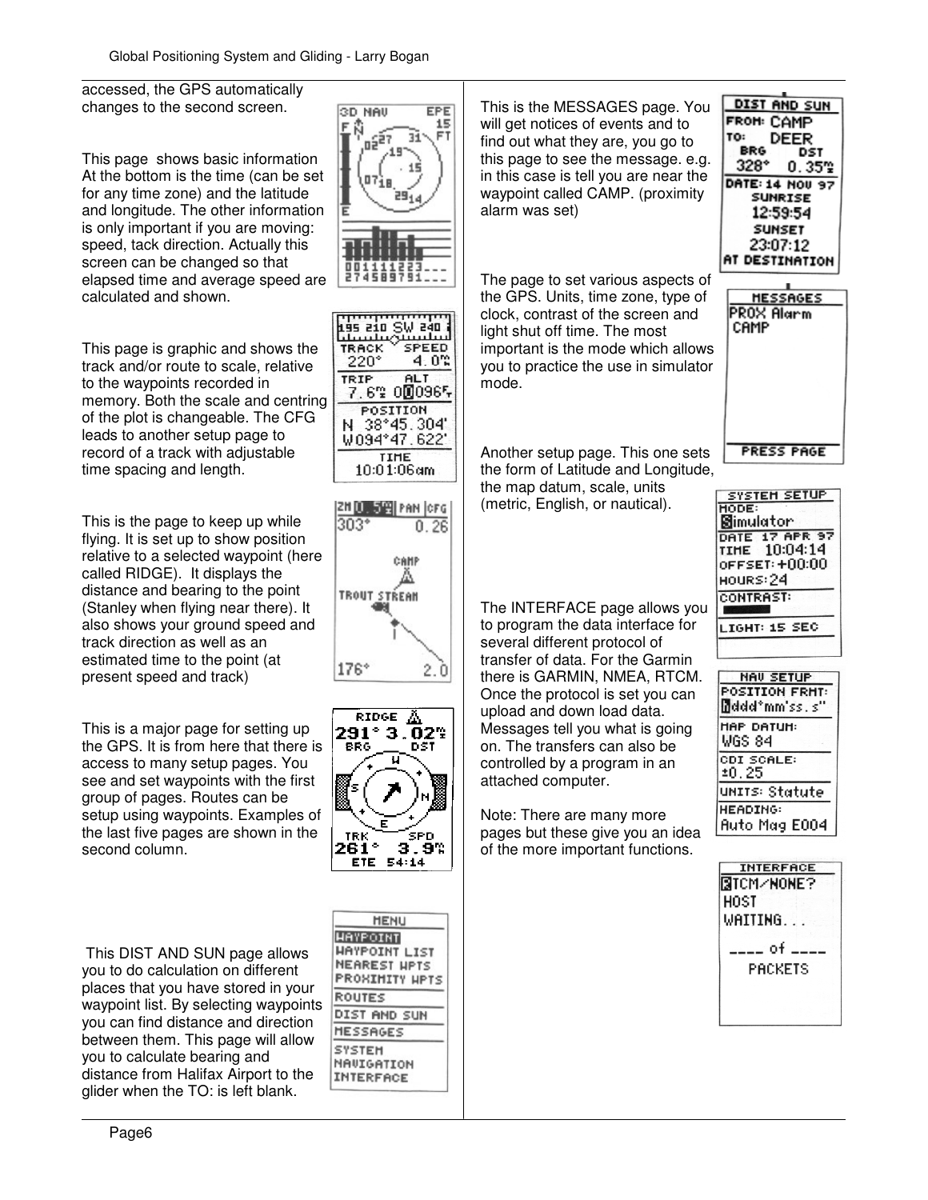accessed, the GPS automatically changes to the second screen.

This page shows basic information At the bottom is the time (can be set for any time zone) and the latitude and longitude. The other information is only important if you are moving: speed, tack direction. Actually this screen can be changed so that elapsed time and average speed are calculated and shown.

This page is graphic and shows the track and/or route to scale, relative to the waypoints recorded in memory. Both the scale and centring of the plot is changeable. The CFG leads to another setup page to record of a track with adjustable time spacing and length.

This is the page to keep up while flying. It is set up to show position relative to a selected waypoint (here called RIDGE). It displays the distance and bearing to the point (Stanley when flying near there). It also shows your ground speed and track direction as well as an estimated time to the point (at present speed and track)

This is a major page for setting up the GPS. It is from here that there is access to many setup pages. You see and set waypoints with the first group of pages. Routes can be setup using waypoints. Examples of the last five pages are shown in the second column.

This DIST AND SUN page allows you to do calculation on different places that you have stored in your waypoint list. By selecting waypoints you can find distance and direction between them. This page will allow you to calculate bearing and distance from Halifax Airport to the glider when the TO: is left blank.

This is the MESSAGES page. You will get notices of events and to find out what they are, you go to this page to see the message. e.g. in this case is tell you are near the waypoint called CAMP. (proximity alarm was set)

The page to set various aspects of the GPS. Units, time zone, type of clock, contrast of the screen and light shut off time. The most important is the mode which allows you to practice the use in simulator mode.

Another setup page. This one sets the form of Latitude and Longitude, the map datum, scale, units (metric, English, or nautical).

The INTERFACE page allows you to program the data interface for several different protocol of transfer of data. For the Garmin there is GARMIN, NMEA, RTCM. Once the protocol is set you can upload and down load data. Messages tell you what is going on. The transfers can also be controlled by a program in an attached computer.

Note: There are many more pages but these give you an idea of the more important functions.